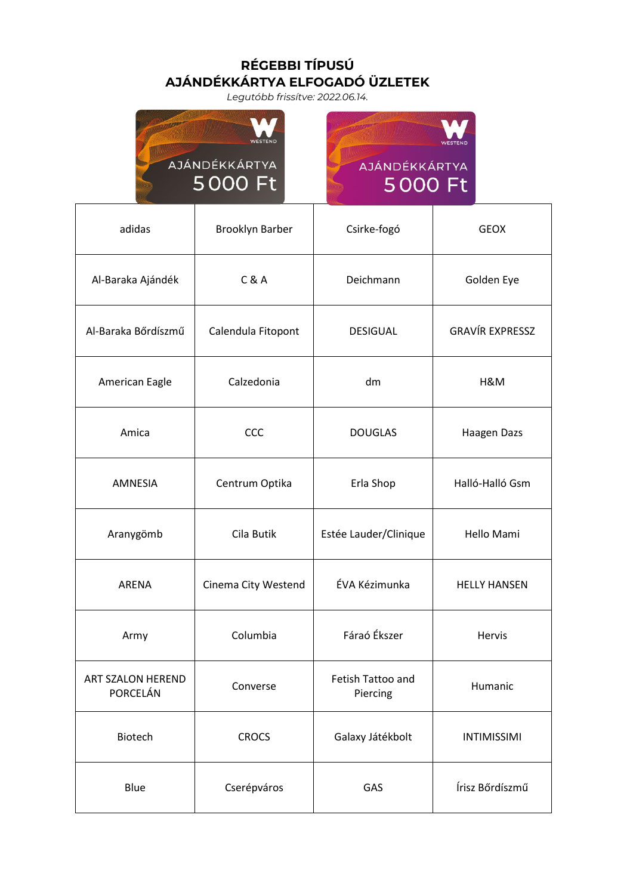**RÉGEBBI TÍPUSÚ**
**AJÁNDÉKKÁRTYA ELFOGADÓ ÜZLETEK**

*Legutóbb frissítve: 2022.06.14.*

| | | | |
|---|---|---|---|
| adidas | Brooklyn Barber | Csirke-fogó | GEOX |
| Al-Baraka Ajándék | C & A | Deichmann | Golden Eye |
| Al-Baraka Bőrdíszmű | Calendula Fitopont | DESIGUAL | GRAVÍR EXPRESSZ |
| American Eagle | Calzedonia | dm | H&M |
| Amica | CCC | DOUGLAS | Haagen Dazs |
| AMNESIA | Centrum Optika | Erla Shop | Halló-Halló Gsm |
| Aranygömb | Cila Butik | Estée Lauder/Clinique | Hello Mami |
| ARENA | Cinema City Westend | ÉVA Kézimunka | HELLY HANSEN |
| Army | Columbia | Fáraó Ékszer | Hervis |
| ART SZALON HEREND PORCELÁN | Converse | Fetish Tattoo and Piercing | Humanic |
| Biotech | CROCS | Galaxy Játékbolt | INTIMISSIMI |
| Blue | Cserépváros | GAS | Írisz Bőrdíszmű |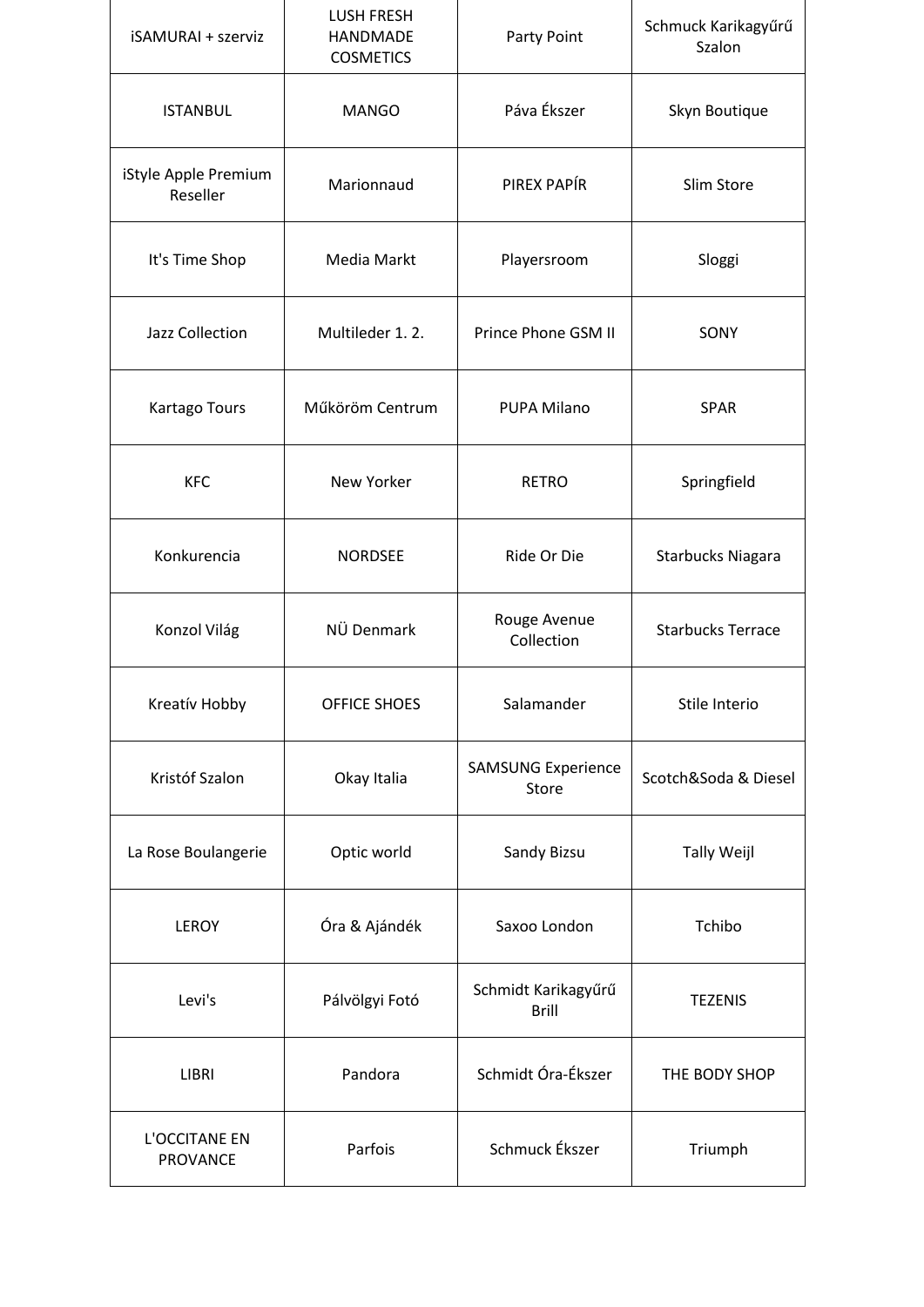| | | | |
|---|---|---|---|
| iSAMURAI + szerviz | LUSH FRESH HANDMADE COSMETICS | Party Point | Schmuck Karikagyűrű Szalon |
| ISTANBUL | MANGO | Páva Ékszer | Skyn Boutique |
| iStyle Apple Premium Reseller | Marionnaud | PIREX PAPÍR | Slim Store |
| It's Time Shop | Media Markt | Playersroom | Sloggi |
| Jazz Collection | Multileder 1. 2. | Prince Phone GSM II | SONY |
| Kartago Tours | Műköröm Centrum | PUPA Milano | SPAR |
| KFC | New Yorker | RETRO | Springfield |
| Konkurencia | NORDSEE | Ride Or Die | Starbucks Niagara |
| Konzol Világ | NÜ Denmark | Rouge Avenue Collection | Starbucks Terrace |
| Kreatív Hobby | OFFICE SHOES | Salamander | Stile Interio |
| Kristóf Szalon | Okay Italia | SAMSUNG Experience Store | Scotch&Soda & Diesel |
| La Rose Boulangerie | Optic world | Sandy Bizsu | Tally Weijl |
| LEROY | Óra & Ajándék | Saxoo London | Tchibo |
| Levi's | Pálvölgyi Fotó | Schmidt Karikagyűrű Brill | TEZENIS |
| LIBRI | Pandora | Schmidt Óra-Ékszer | THE BODY SHOP |
| L'OCCITANE EN PROVANCE | Parfois | Schmuck Ékszer | Triumph |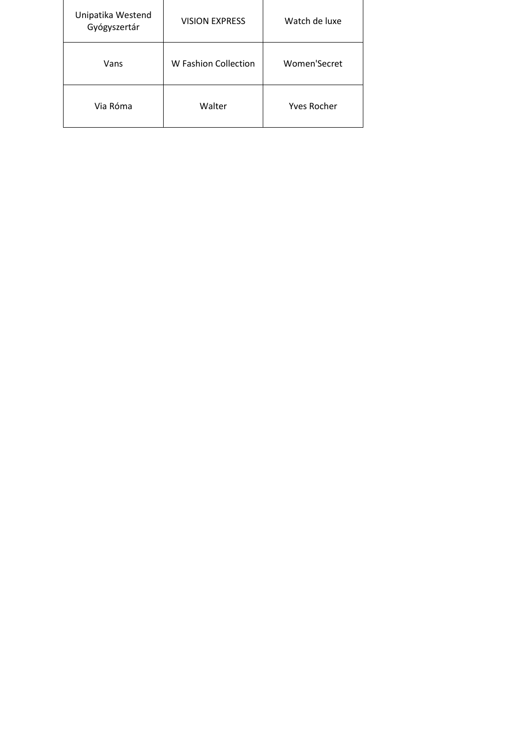| | | |
|---|---|---|
| Unipatika Westend Gyógyszertár | VISION EXPRESS | Watch de luxe |
| Vans | W Fashion Collection | Women'Secret |
| Via Róma | Walter | Yves Rocher |